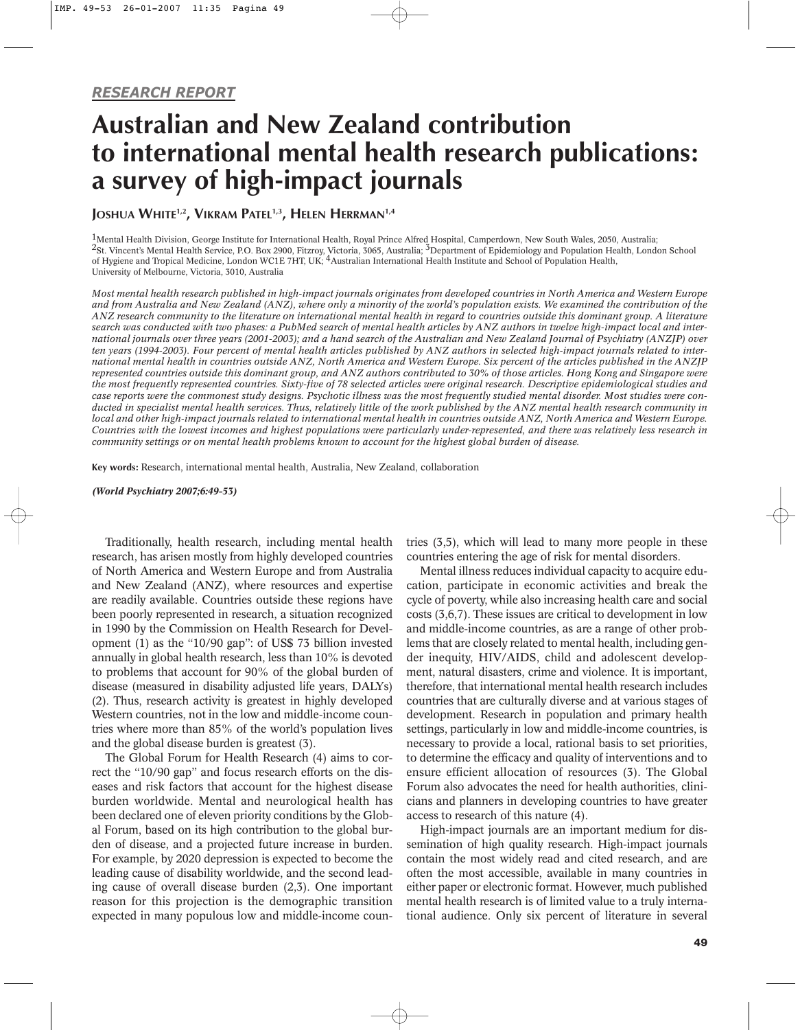*RESEARCH REPORT*

# Australian and New Zealand contribution to international mental health research publications: a survey of high-impact journals

**JOSHUA WHITE[1,2], VIKRAM PATEL[1,3], HELEN HERRMAN[1,4]**

[1]Mental Health Division, George Institute for International Health, Royal Prince Alfred Hospital, Camperdown, New South Wales, 2050, Australia; [2]St. Vincent's Mental Health Service, P.O. Box 2900, Fitzroy, Victoria, 3065, Australia; [3]Department of Epidemiology and Population Health, London School of Hygiene and Tropical Medicine, London WC1E 7HT, UK; [4]Australian International Health Institute and School of Population Health, University of Melbourne, Victoria, 3010, Australia

*Most mental health research published in high-impact journals originates from developed countries in North America and Western Europe and from Australia and New Zealand (ANZ), where only a minority of the world's population exists. We examined the contribution of the ANZ research community to the literature on international mental health in regard to countries outside this dominant group. A literature search was conducted with two phases: a PubMed search of mental health articles by ANZ authors in twelve high-impact local and international journals over three years (2001-2003); and a hand search of the Australian and New Zealand Journal of Psychiatry (ANZJP) over ten years (1994-2003). Four percent of mental health articles published by ANZ authors in selected high-impact journals related to international mental health in countries outside ANZ, North America and Western Europe. Six percent of the articles published in the ANZJP represented countries outside this dominant group, and ANZ authors contributed to 30% of those articles. Hong Kong and Singapore were the most frequently represented countries. Sixty-five of 78 selected articles were original research. Descriptive epidemiological studies and case reports were the commonest study designs. Psychotic illness was the most frequently studied mental disorder. Most studies were conducted in specialist mental health services. Thus, relatively little of the work published by the ANZ mental health research community in local and other high-impact journals related to international mental health in countries outside ANZ, North America and Western Europe. Countries with the lowest incomes and highest populations were particularly under-represented, and there was relatively less research in community settings or on mental health problems known to account for the highest global burden of disease.*

**Key words:** Research, international mental health, Australia, New Zealand, collaboration

***(World Psychiatry 2007;6:49-53)***

Traditionally, health research, including mental health research, has arisen mostly from highly developed countries of North America and Western Europe and from Australia and New Zealand (ANZ), where resources and expertise are readily available. Countries outside these regions have been poorly represented in research, a situation recognized in 1990 by the Commission on Health Research for Development (1) as the "10/90 gap": of US$ 73 billion invested annually in global health research, less than 10% is devoted to problems that account for 90% of the global burden of disease (measured in disability adjusted life years, DALYs) (2). Thus, research activity is greatest in highly developed Western countries, not in the low and middle-income countries where more than 85% of the world's population lives and the global disease burden is greatest (3).

The Global Forum for Health Research (4) aims to correct the "10/90 gap" and focus research efforts on the diseases and risk factors that account for the highest disease burden worldwide. Mental and neurological health has been declared one of eleven priority conditions by the Global Forum, based on its high contribution to the global burden of disease, and a projected future increase in burden. For example, by 2020 depression is expected to become the leading cause of disability worldwide, and the second leading cause of overall disease burden (2,3). One important reason for this projection is the demographic transition expected in many populous low and middle-income countries (3,5), which will lead to many more people in these countries entering the age of risk for mental disorders.

Mental illness reduces individual capacity to acquire education, participate in economic activities and break the cycle of poverty, while also increasing health care and social costs (3,6,7). These issues are critical to development in low and middle-income countries, as are a range of other problems that are closely related to mental health, including gender inequity, HIV/AIDS, child and adolescent development, natural disasters, crime and violence. It is important, therefore, that international mental health research includes countries that are culturally diverse and at various stages of development. Research in population and primary health settings, particularly in low and middle-income countries, is necessary to provide a local, rational basis to set priorities, to determine the efficacy and quality of interventions and to ensure efficient allocation of resources (3). The Global Forum also advocates the need for health authorities, clinicians and planners in developing countries to have greater access to research of this nature (4).

High-impact journals are an important medium for dissemination of high quality research. High-impact journals contain the most widely read and cited research, and are often the most accessible, available in many countries in either paper or electronic format. However, much published mental health research is of limited value to a truly international audience. Only six percent of literature in several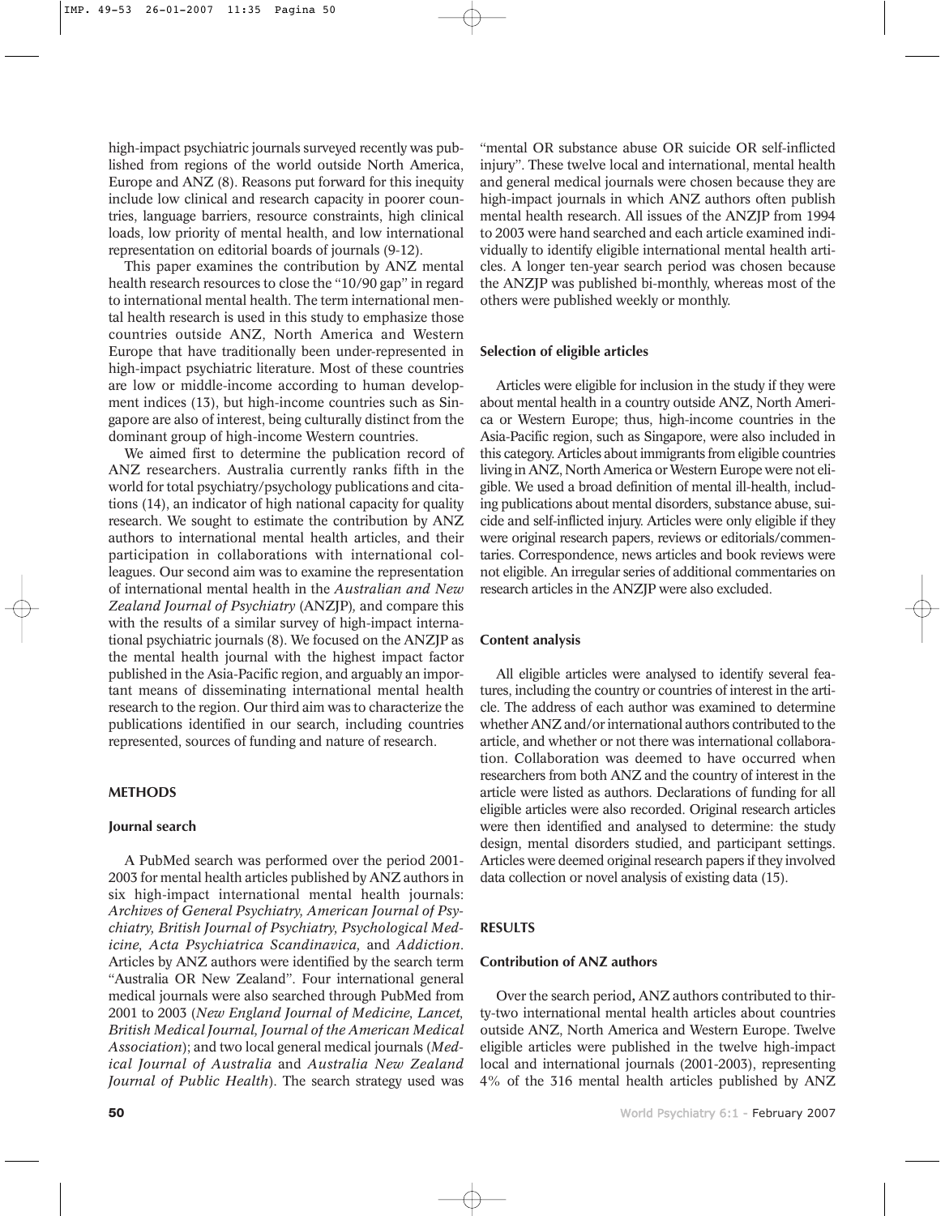high-impact psychiatric journals surveyed recently was published from regions of the world outside North America, Europe and ANZ (8). Reasons put forward for this inequity include low clinical and research capacity in poorer countries, language barriers, resource constraints, high clinical loads, low priority of mental health, and low international representation on editorial boards of journals (9-12).

This paper examines the contribution by ANZ mental health research resources to close the "10/90 gap" in regard to international mental health. The term international mental health research is used in this study to emphasize those countries outside ANZ, North America and Western Europe that have traditionally been under-represented in high-impact psychiatric literature. Most of these countries are low or middle-income according to human development indices (13), but high-income countries such as Singapore are also of interest, being culturally distinct from the dominant group of high-income Western countries.

We aimed first to determine the publication record of ANZ researchers. Australia currently ranks fifth in the world for total psychiatry/psychology publications and citations (14), an indicator of high national capacity for quality research. We sought to estimate the contribution by ANZ authors to international mental health articles, and their participation in collaborations with international colleagues. Our second aim was to examine the representation of international mental health in the *Australian and New Zealand Journal of Psychiatry* (ANZJP), and compare this with the results of a similar survey of high-impact international psychiatric journals (8). We focused on the ANZJP as the mental health journal with the highest impact factor published in the Asia-Pacific region, and arguably an important means of disseminating international mental health research to the region. Our third aim was to characterize the publications identified in our search, including countries represented, sources of funding and nature of research.

## METHODS

### Journal search

A PubMed search was performed over the period 2001-2003 for mental health articles published by ANZ authors in six high-impact international mental health journals: *Archives of General Psychiatry, American Journal of Psychiatry, British Journal of Psychiatry, Psychological Medicine, Acta Psychiatrica Scandinavica,* and *Addiction*. Articles by ANZ authors were identified by the search term "Australia OR New Zealand". Four international general medical journals were also searched through PubMed from 2001 to 2003 (*New England Journal of Medicine, Lancet, British Medical Journal, Journal of the American Medical Association*); and two local general medical journals (*Medical Journal of Australia* and *Australia New Zealand Journal of Public Health*). The search strategy used was "mental OR substance abuse OR suicide OR self-inflicted injury". These twelve local and international, mental health and general medical journals were chosen because they are high-impact journals in which ANZ authors often publish mental health research. All issues of the ANZJP from 1994 to 2003 were hand searched and each article examined individually to identify eligible international mental health articles. A longer ten-year search period was chosen because the ANZJP was published bi-monthly, whereas most of the others were published weekly or monthly.

### Selection of eligible articles

Articles were eligible for inclusion in the study if they were about mental health in a country outside ANZ, North America or Western Europe; thus, high-income countries in the Asia-Pacific region, such as Singapore, were also included in this category. Articles about immigrants from eligible countries living in ANZ, North America or Western Europe were not eligible. We used a broad definition of mental ill-health, including publications about mental disorders, substance abuse, suicide and self-inflicted injury. Articles were only eligible if they were original research papers, reviews or editorials/commentaries. Correspondence, news articles and book reviews were not eligible. An irregular series of additional commentaries on research articles in the ANZJP were also excluded.

### Content analysis

All eligible articles were analysed to identify several features, including the country or countries of interest in the article. The address of each author was examined to determine whether ANZ and/or international authors contributed to the article, and whether or not there was international collaboration. Collaboration was deemed to have occurred when researchers from both ANZ and the country of interest in the article were listed as authors. Declarations of funding for all eligible articles were also recorded. Original research articles were then identified and analysed to determine: the study design, mental disorders studied, and participant settings. Articles were deemed original research papers if they involved data collection or novel analysis of existing data (15).

## RESULTS

### Contribution of ANZ authors

Over the search period, ANZ authors contributed to thirty-two international mental health articles about countries outside ANZ, North America and Western Europe. Twelve eligible articles were published in the twelve high-impact local and international journals (2001-2003), representing 4% of the 316 mental health articles published by ANZ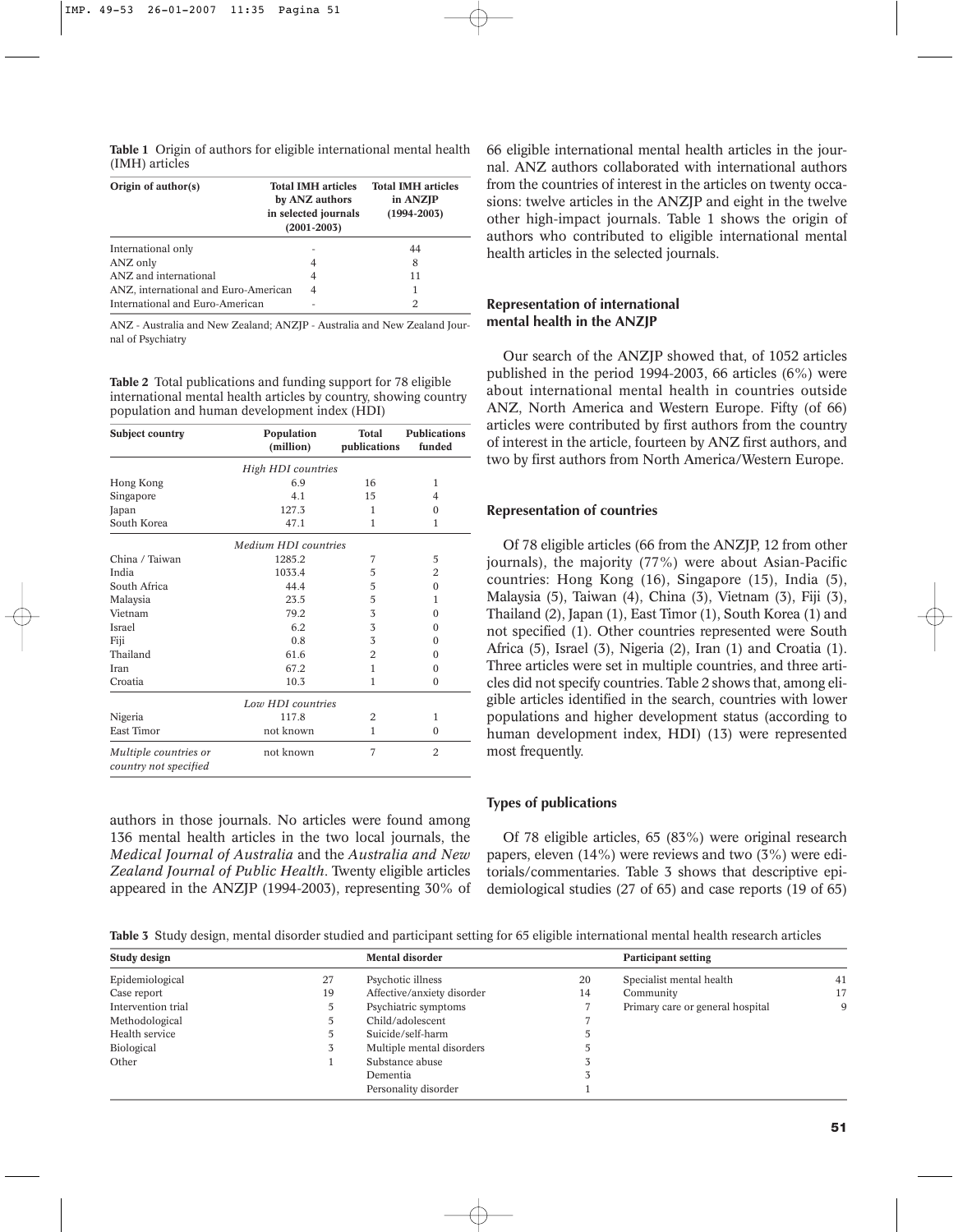**Table 1** Origin of authors for eligible international mental health (IMH) articles

| Origin of author(s) | Total IMH articles by ANZ authors in selected journals (2001-2003) | Total IMH articles in ANZJP (1994-2003) |
|---|---|---|
| International only | - | 44 |
| ANZ only | 4 | 8 |
| ANZ and international | 4 | 11 |
| ANZ, international and Euro-American | 4 | 1 |
| International and Euro-American | - | 2 |

ANZ - Australia and New Zealand; ANZJP - Australia and New Zealand Journal of Psychiatry

**Table 2** Total publications and funding support for 78 eligible international mental health articles by country, showing country population and human development index (HDI)

| Subject country | Population (million) | Total publications | Publications funded |
|---|---|---|---|
| *High HDI countries* | | | |
| Hong Kong | 6.9 | 16 | 1 |
| Singapore | 4.1 | 15 | 4 |
| Japan | 127.3 | 1 | 0 |
| South Korea | 47.1 | 1 | 1 |
| *Medium HDI countries* | | | |
| China / Taiwan | 1285.2 | 7 | 5 |
| India | 1033.4 | 5 | 2 |
| South Africa | 44.4 | 5 | 0 |
| Malaysia | 23.5 | 5 | 1 |
| Vietnam | 79.2 | 3 | 0 |
| Israel | 6.2 | 3 | 0 |
| Fiji | 0.8 | 3 | 0 |
| Thailand | 61.6 | 2 | 0 |
| Iran | 67.2 | 1 | 0 |
| Croatia | 10.3 | 1 | 0 |
| *Low HDI countries* | | | |
| Nigeria | 117.8 | 2 | 1 |
| East Timor | not known | 1 | 0 |
| *Multiple countries or country not specified* | not known | 7 | 2 |

authors in those journals. No articles were found among 136 mental health articles in the two local journals, the *Medical Journal of Australia* and the *Australia and New Zealand Journal of Public Health*. Twenty eligible articles appeared in the ANZJP (1994-2003), representing 30% of 66 eligible international mental health articles in the journal. ANZ authors collaborated with international authors from the countries of interest in the articles on twenty occasions: twelve articles in the ANZJP and eight in the twelve other high-impact journals. Table 1 shows the origin of authors who contributed to eligible international mental health articles in the selected journals.

### Representation of international mental health in the ANZJP

Our search of the ANZJP showed that, of 1052 articles published in the period 1994-2003, 66 articles (6%) were about international mental health in countries outside ANZ, North America and Western Europe. Fifty (of 66) articles were contributed by first authors from the country of interest in the article, fourteen by ANZ first authors, and two by first authors from North America/Western Europe.

### Representation of countries

Of 78 eligible articles (66 from the ANZJP, 12 from other journals), the majority (77%) were about Asian-Pacific countries: Hong Kong (16), Singapore (15), India (5), Malaysia (5), Taiwan (4), China (3), Vietnam (3), Fiji (3), Thailand (2), Japan (1), East Timor (1), South Korea (1) and not specified (1). Other countries represented were South Africa (5), Israel (3), Nigeria (2), Iran (1) and Croatia (1). Three articles were set in multiple countries, and three articles did not specify countries. Table 2 shows that, among eligible articles identified in the search, countries with lower populations and higher development status (according to human development index, HDI) (13) were represented most frequently.

### Types of publications

Of 78 eligible articles, 65 (83%) were original research papers, eleven (14%) were reviews and two (3%) were editorials/commentaries. Table 3 shows that descriptive epidemiological studies (27 of 65) and case reports (19 of 65)

**Table 3** Study design, mental disorder studied and participant setting for 65 eligible international mental health research articles

| Study design | | Mental disorder | | Participant setting | |
|---|---|---|---|---|---|
| Epidemiological | 27 | Psychotic illness | 20 | Specialist mental health | 41 |
| Case report | 19 | Affective/anxiety disorder | 14 | Community | 17 |
| Intervention trial | 5 | Psychiatric symptoms | 7 | Primary care or general hospital | 9 |
| Methodological | 5 | Child/adolescent | 7 | | |
| Health service | 5 | Suicide/self-harm | 5 | | |
| Biological | 3 | Multiple mental disorders | 5 | | |
| Other | 1 | Substance abuse | 3 | | |
| | | Dementia | 3 | | |
| | | Personality disorder | 1 | | |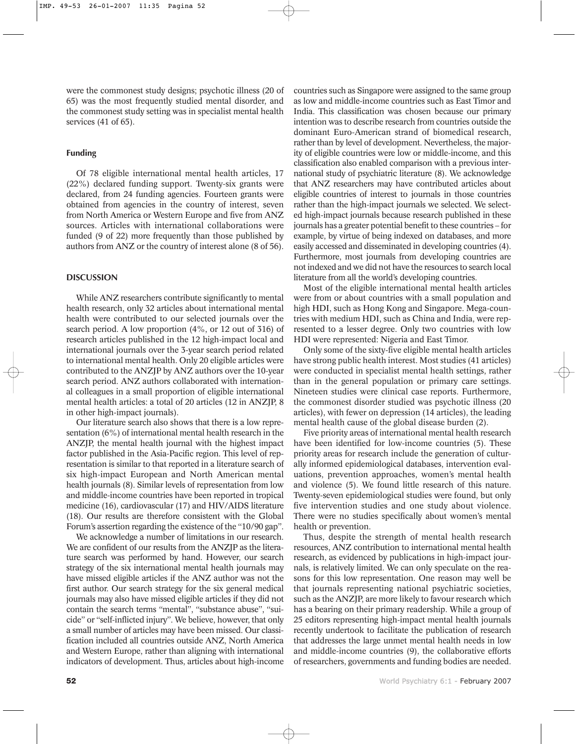were the commonest study designs; psychotic illness (20 of 65) was the most frequently studied mental disorder, and the commonest study setting was in specialist mental health services (41 of 65).

### Funding

Of 78 eligible international mental health articles, 17 (22%) declared funding support. Twenty-six grants were declared, from 24 funding agencies. Fourteen grants were obtained from agencies in the country of interest, seven from North America or Western Europe and five from ANZ sources. Articles with international collaborations were funded (9 of 22) more frequently than those published by authors from ANZ or the country of interest alone (8 of 56).

## DISCUSSION

While ANZ researchers contribute significantly to mental health research, only 32 articles about international mental health were contributed to our selected journals over the search period. A low proportion (4%, or 12 out of 316) of research articles published in the 12 high-impact local and international journals over the 3-year search period related to international mental health. Only 20 eligible articles were contributed to the ANZJP by ANZ authors over the 10-year search period. ANZ authors collaborated with international colleagues in a small proportion of eligible international mental health articles: a total of 20 articles (12 in ANZJP, 8 in other high-impact journals).

Our literature search also shows that there is a low representation (6%) of international mental health research in the ANZJP, the mental health journal with the highest impact factor published in the Asia-Pacific region. This level of representation is similar to that reported in a literature search of six high-impact European and North American mental health journals (8). Similar levels of representation from low and middle-income countries have been reported in tropical medicine (16), cardiovascular (17) and HIV/AIDS literature (18). Our results are therefore consistent with the Global Forum's assertion regarding the existence of the "10/90 gap".

We acknowledge a number of limitations in our research. We are confident of our results from the ANZJP as the literature search was performed by hand. However, our search strategy of the six international mental health journals may have missed eligible articles if the ANZ author was not the first author. Our search strategy for the six general medical journals may also have missed eligible articles if they did not contain the search terms "mental", "substance abuse", "suicide" or "self-inflicted injury". We believe, however, that only a small number of articles may have been missed. Our classification included all countries outside ANZ, North America and Western Europe, rather than aligning with international indicators of development. Thus, articles about high-income countries such as Singapore were assigned to the same group as low and middle-income countries such as East Timor and India. This classification was chosen because our primary intention was to describe research from countries outside the dominant Euro-American strand of biomedical research, rather than by level of development. Nevertheless, the majority of eligible countries were low or middle-income, and this classification also enabled comparison with a previous international study of psychiatric literature (8). We acknowledge that ANZ researchers may have contributed articles about eligible countries of interest to journals in those countries rather than the high-impact journals we selected. We selected high-impact journals because research published in these journals has a greater potential benefit to these countries – for example, by virtue of being indexed on databases, and more easily accessed and disseminated in developing countries (4). Furthermore, most journals from developing countries are not indexed and we did not have the resources to search local literature from all the world's developing countries.

Most of the eligible international mental health articles were from or about countries with a small population and high HDI, such as Hong Kong and Singapore. Mega-countries with medium HDI, such as China and India, were represented to a lesser degree. Only two countries with low HDI were represented: Nigeria and East Timor.

Only some of the sixty-five eligible mental health articles have strong public health interest. Most studies (41 articles) were conducted in specialist mental health settings, rather than in the general population or primary care settings. Nineteen studies were clinical case reports. Furthermore, the commonest disorder studied was psychotic illness (20 articles), with fewer on depression (14 articles), the leading mental health cause of the global disease burden (2).

Five priority areas of international mental health research have been identified for low-income countries (5). These priority areas for research include the generation of culturally informed epidemiological databases, intervention evaluations, prevention approaches, women's mental health and violence (5). We found little research of this nature. Twenty-seven epidemiological studies were found, but only five intervention studies and one study about violence. There were no studies specifically about women's mental health or prevention.

Thus, despite the strength of mental health research resources, ANZ contribution to international mental health research, as evidenced by publications in high-impact journals, is relatively limited. We can only speculate on the reasons for this low representation. One reason may well be that journals representing national psychiatric societies, such as the ANZJP, are more likely to favour research which has a bearing on their primary readership. While a group of 25 editors representing high-impact mental health journals recently undertook to facilitate the publication of research that addresses the large unmet mental health needs in low and middle-income countries (9), the collaborative efforts of researchers, governments and funding bodies are needed.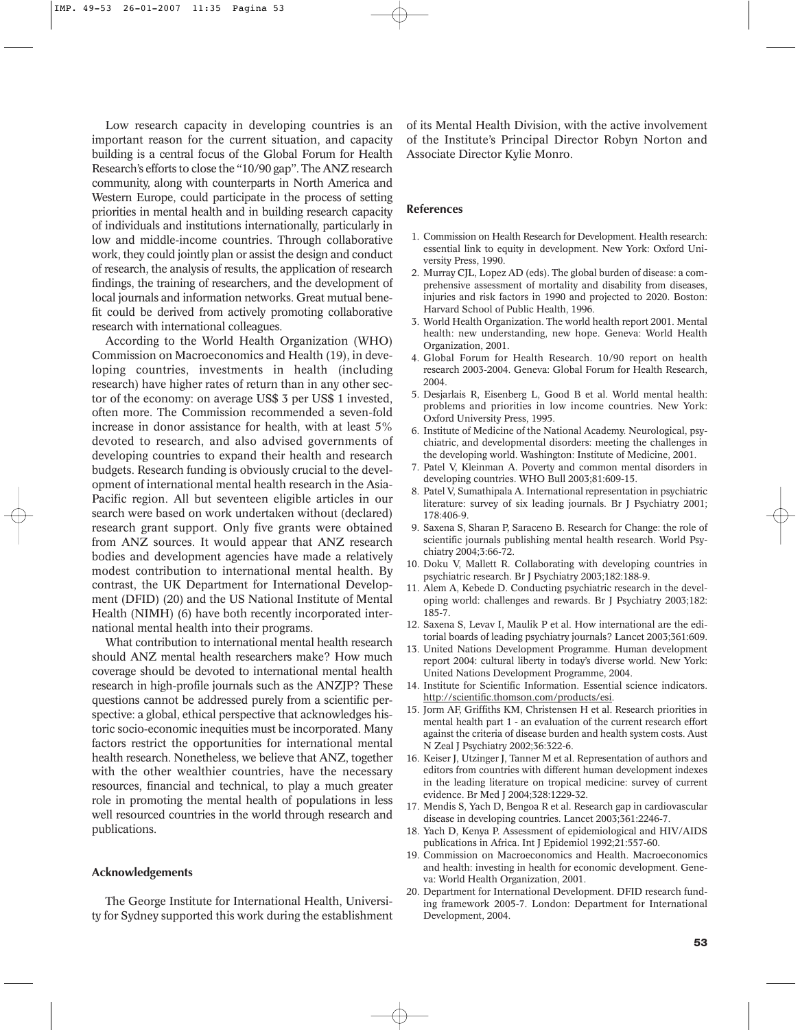Low research capacity in developing countries is an important reason for the current situation, and capacity building is a central focus of the Global Forum for Health Research's efforts to close the "10/90 gap". The ANZ research community, along with counterparts in North America and Western Europe, could participate in the process of setting priorities in mental health and in building research capacity of individuals and institutions internationally, particularly in low and middle-income countries. Through collaborative work, they could jointly plan or assist the design and conduct of research, the analysis of results, the application of research findings, the training of researchers, and the development of local journals and information networks. Great mutual benefit could be derived from actively promoting collaborative research with international colleagues.

According to the World Health Organization (WHO) Commission on Macroeconomics and Health (19), in developing countries, investments in health (including research) have higher rates of return than in any other sector of the economy: on average US$ 3 per US$ 1 invested, often more. The Commission recommended a seven-fold increase in donor assistance for health, with at least 5% devoted to research, and also advised governments of developing countries to expand their health and research budgets. Research funding is obviously crucial to the development of international mental health research in the Asia-Pacific region. All but seventeen eligible articles in our search were based on work undertaken without (declared) research grant support. Only five grants were obtained from ANZ sources. It would appear that ANZ research bodies and development agencies have made a relatively modest contribution to international mental health. By contrast, the UK Department for International Development (DFID) (20) and the US National Institute of Mental Health (NIMH) (6) have both recently incorporated international mental health into their programs.

What contribution to international mental health research should ANZ mental health researchers make? How much coverage should be devoted to international mental health research in high-profile journals such as the ANZJP? These questions cannot be addressed purely from a scientific perspective: a global, ethical perspective that acknowledges historic socio-economic inequities must be incorporated. Many factors restrict the opportunities for international mental health research. Nonetheless, we believe that ANZ, together with the other wealthier countries, have the necessary resources, financial and technical, to play a much greater role in promoting the mental health of populations in less well resourced countries in the world through research and publications.

### Acknowledgements

The George Institute for International Health, University for Sydney supported this work during the establishment of its Mental Health Division, with the active involvement of the Institute's Principal Director Robyn Norton and Associate Director Kylie Monro.

### References

1. Commission on Health Research for Development. Health research: essential link to equity in development. New York: Oxford University Press, 1990.
2. Murray CJL, Lopez AD (eds). The global burden of disease: a comprehensive assessment of mortality and disability from diseases, injuries and risk factors in 1990 and projected to 2020. Boston: Harvard School of Public Health, 1996.
3. World Health Organization. The world health report 2001. Mental health: new understanding, new hope. Geneva: World Health Organization, 2001.
4. Global Forum for Health Research. 10/90 report on health research 2003-2004. Geneva: Global Forum for Health Research, 2004.
5. Desjarlais R, Eisenberg L, Good B et al. World mental health: problems and priorities in low income countries. New York: Oxford University Press, 1995.
6. Institute of Medicine of the National Academy. Neurological, psychiatric, and developmental disorders: meeting the challenges in the developing world. Washington: Institute of Medicine, 2001.
7. Patel V, Kleinman A. Poverty and common mental disorders in developing countries. WHO Bull 2003;81:609-15.
8. Patel V, Sumathipala A. International representation in psychiatric literature: survey of six leading journals. Br J Psychiatry 2001; 178:406-9.
9. Saxena S, Sharan P, Saraceno B. Research for Change: the role of scientific journals publishing mental health research. World Psychiatry 2004;3:66-72.
10. Doku V, Mallett R. Collaborating with developing countries in psychiatric research. Br J Psychiatry 2003;182:188-9.
11. Alem A, Kebede D. Conducting psychiatric research in the developing world: challenges and rewards. Br J Psychiatry 2003;182: 185-7.
12. Saxena S, Levav I, Maulik P et al. How international are the editorial boards of leading psychiatry journals? Lancet 2003;361:609.
13. United Nations Development Programme. Human development report 2004: cultural liberty in today's diverse world. New York: United Nations Development Programme, 2004.
14. Institute for Scientific Information. Essential science indicators. http://scientific.thomson.com/products/esi.
15. Jorm AF, Griffiths KM, Christensen H et al. Research priorities in mental health part 1 - an evaluation of the current research effort against the criteria of disease burden and health system costs. Aust N Zeal J Psychiatry 2002;36:322-6.
16. Keiser J, Utzinger J, Tanner M et al. Representation of authors and editors from countries with different human development indexes in the leading literature on tropical medicine: survey of current evidence. Br Med J 2004;328:1229-32.
17. Mendis S, Yach D, Bengoa R et al. Research gap in cardiovascular disease in developing countries. Lancet 2003;361:2246-7.
18. Yach D, Kenya P. Assessment of epidemiological and HIV/AIDS publications in Africa. Int J Epidemiol 1992;21:557-60.
19. Commission on Macroeconomics and Health. Macroeconomics and health: investing in health for economic development. Geneva: World Health Organization, 2001.
20. Department for International Development. DFID research funding framework 2005-7. London: Department for International Development, 2004.